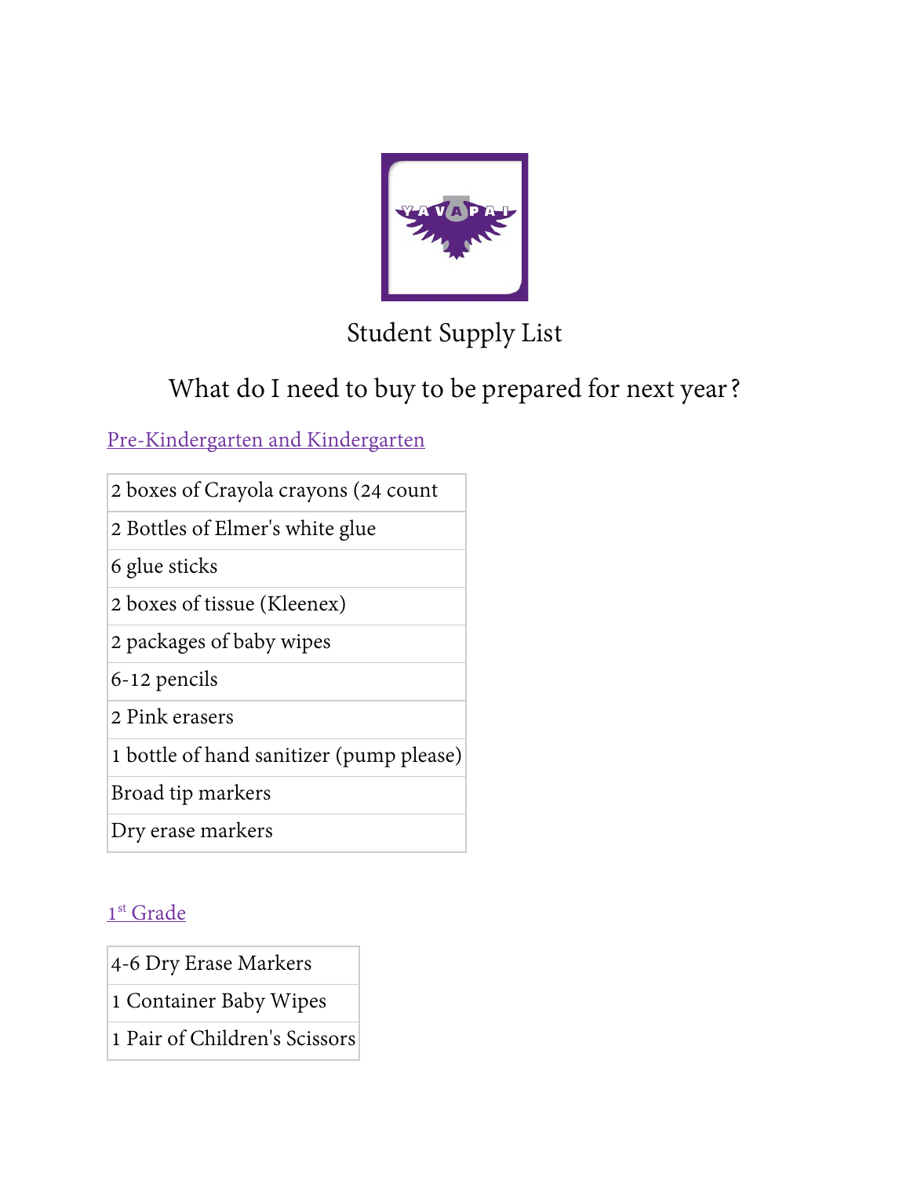# Student Supply List

## What do I need to buy to be prepared for next year?

### Pre-Kindergarten and Kindergarten

| |
|---|
| 2 boxes of Crayola crayons (24 count |
| 2 Bottles of Elmer's white glue |
| 6 glue sticks |
| 2 boxes of tissue (Kleenex) |
| 2 packages of baby wipes |
| 6-12 pencils |
| 2 Pink erasers |
| 1 bottle of hand sanitizer (pump please) |
| Broad tip markers |
| Dry erase markers |

### 1st Grade

| |
|---|
| 4-6 Dry Erase Markers |
| 1 Container Baby Wipes |
| 1 Pair of Children's Scissors |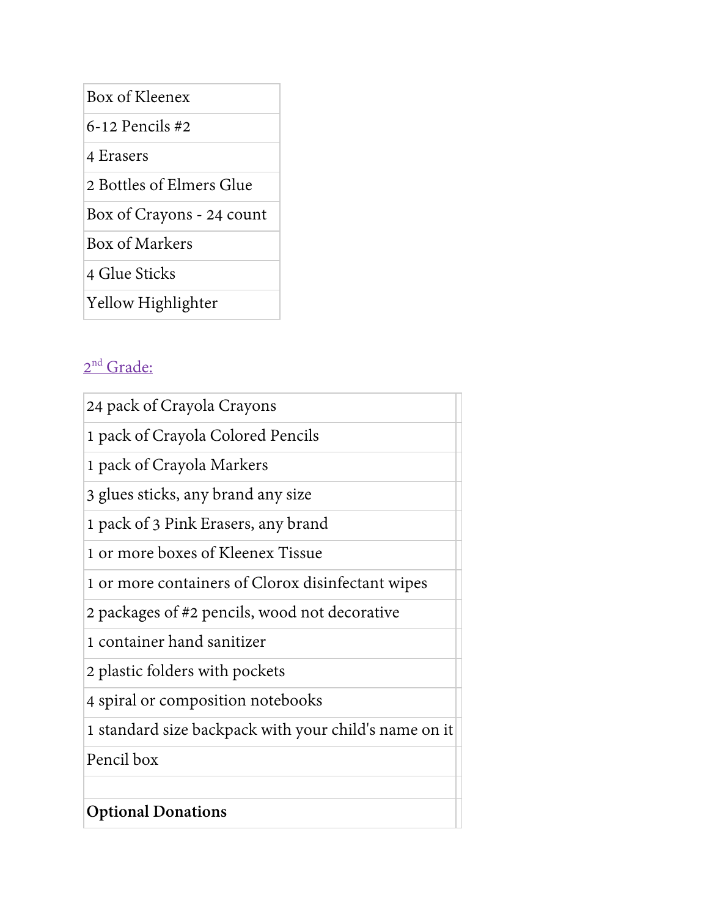| Box of Kleenex |
| --- |
| 6-12 Pencils #2 |
| 4 Erasers |
| 2 Bottles of Elmers Glue |
| Box of Crayons - 24 count |
| Box of Markers |
| 4 Glue Sticks |
| Yellow Highlighter |

## 2nd Grade:

| 24 pack of Crayola Crayons | |
| --- | --- |
| 1 pack of Crayola Colored Pencils | |
| 1 pack of Crayola Markers | |
| 3 glues sticks, any brand any size | |
| 1 pack of 3 Pink Erasers, any brand | |
| 1 or more boxes of Kleenex Tissue | |
| 1 or more containers of Clorox disinfectant wipes | |
| 2 packages of #2 pencils, wood not decorative | |
| 1 container hand sanitizer | |
| 2 plastic folders with pockets | |
| 4 spiral or composition notebooks | |
| 1 standard size backpack with your child's name on it | |
| Pencil box | |
| | |
| **Optional Donations** | |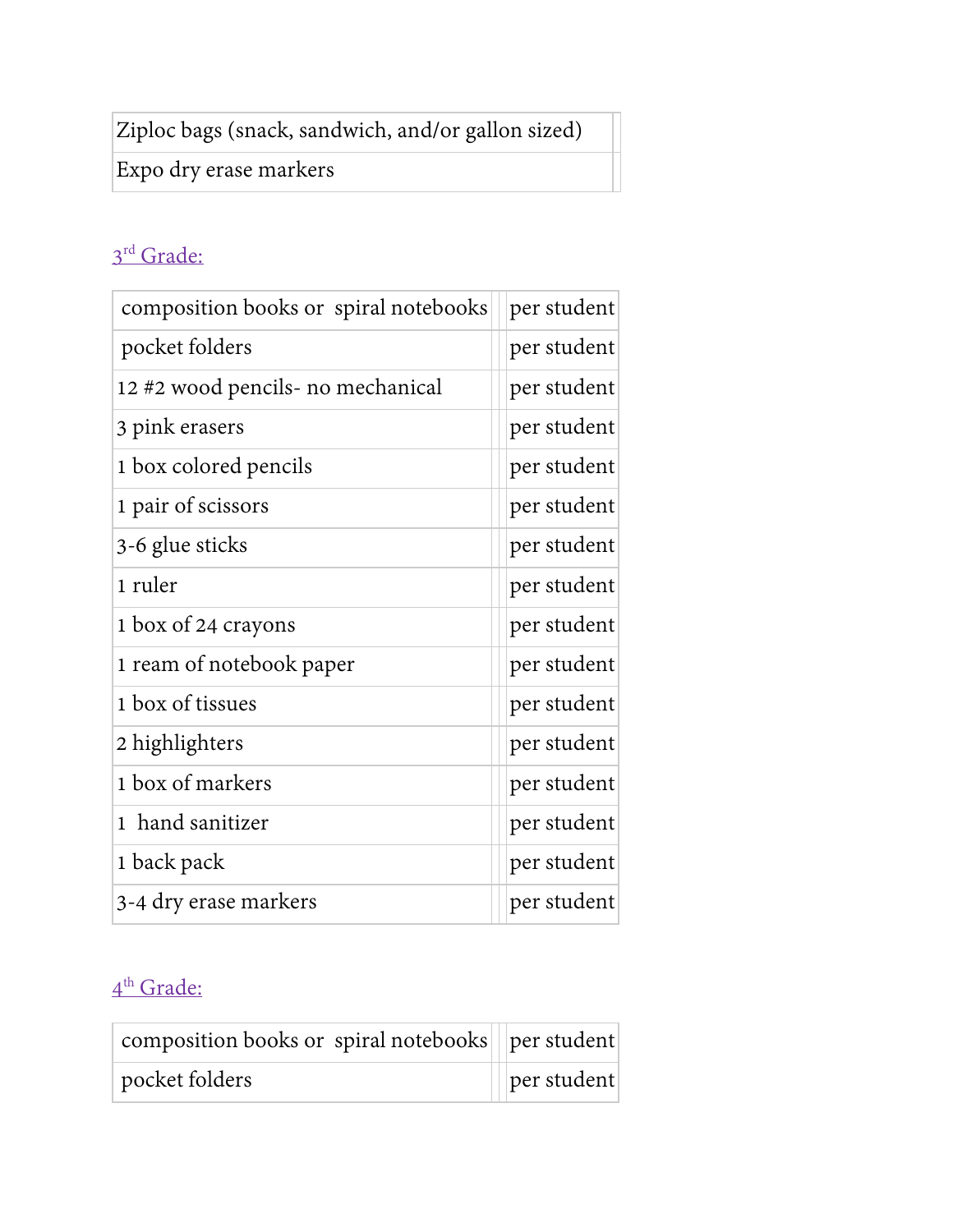| Ziploc bags (snack, sandwich, and/or gallon sized) | |
| --- | --- |
| Expo dry erase markers | |

## 3rd Grade:

| composition books or  spiral notebooks | per student |
| --- | --- |
| pocket folders | per student |
| 12 #2 wood pencils- no mechanical | per student |
| 3 pink erasers | per student |
| 1 box colored pencils | per student |
| 1 pair of scissors | per student |
| 3-6 glue sticks | per student |
| 1 ruler | per student |
| 1 box of 24 crayons | per student |
| 1 ream of notebook paper | per student |
| 1 box of tissues | per student |
| 2 highlighters | per student |
| 1 box of markers | per student |
| 1  hand sanitizer | per student |
| 1 back pack | per student |
| 3-4 dry erase markers | per student |

## 4th Grade:

| composition books or  spiral notebooks | per student |
| --- | --- |
| pocket folders | per student |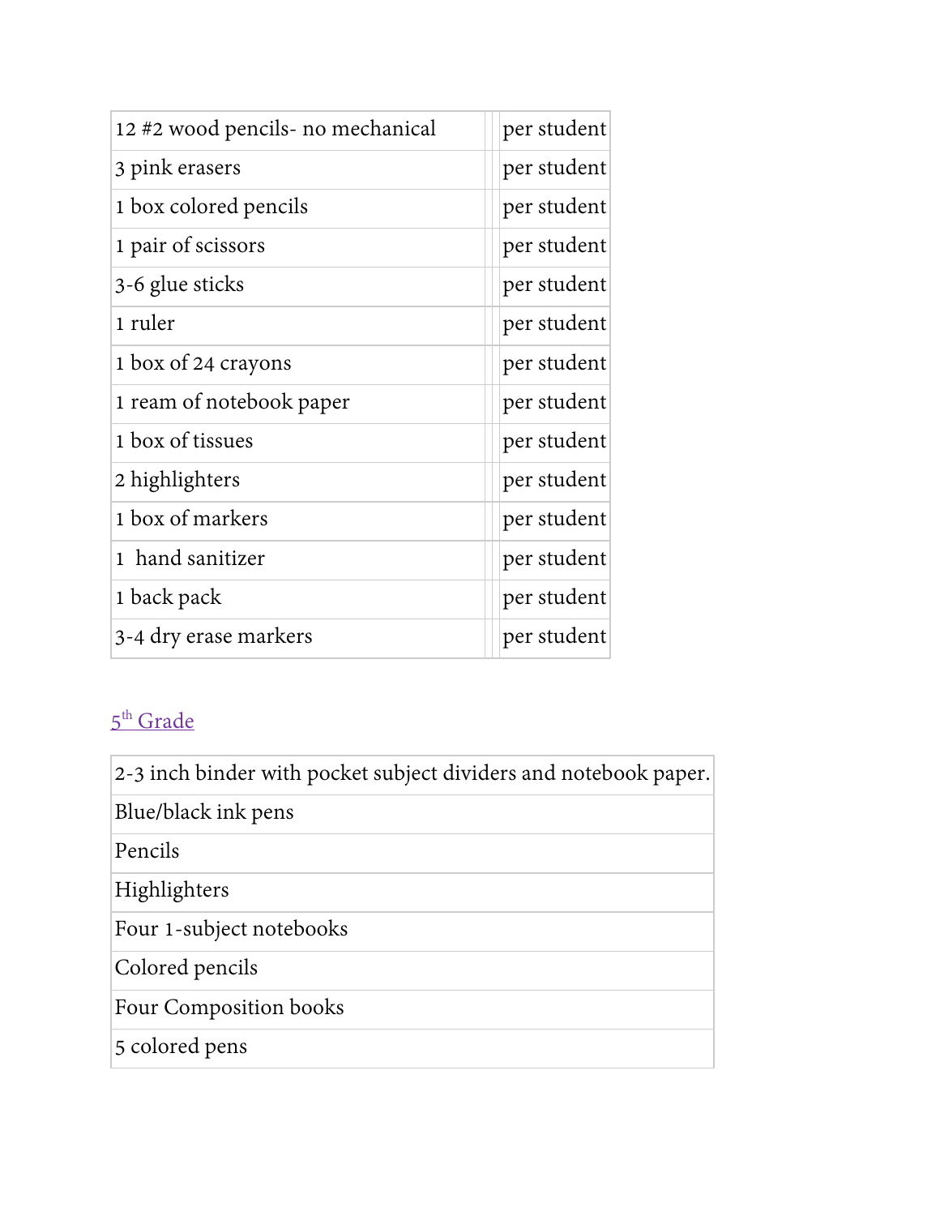| | | |
|---|---|---|
| 12 #2 wood pencils- no mechanical | | per student |
| 3 pink erasers | | per student |
| 1 box colored pencils | | per student |
| 1 pair of scissors | | per student |
| 3-6 glue sticks | | per student |
| 1 ruler | | per student |
| 1 box of 24 crayons | | per student |
| 1 ream of notebook paper | | per student |
| 1 box of tissues | | per student |
| 2 highlighters | | per student |
| 1 box of markers | | per student |
| 1 hand sanitizer | | per student |
| 1 back pack | | per student |
| 3-4 dry erase markers | | per student |

## 5th Grade

| |
|---|
| 2-3 inch binder with pocket subject dividers and notebook paper. |
| Blue/black ink pens |
| Pencils |
| Highlighters |
| Four 1-subject notebooks |
| Colored pencils |
| Four Composition books |
| 5 colored pens |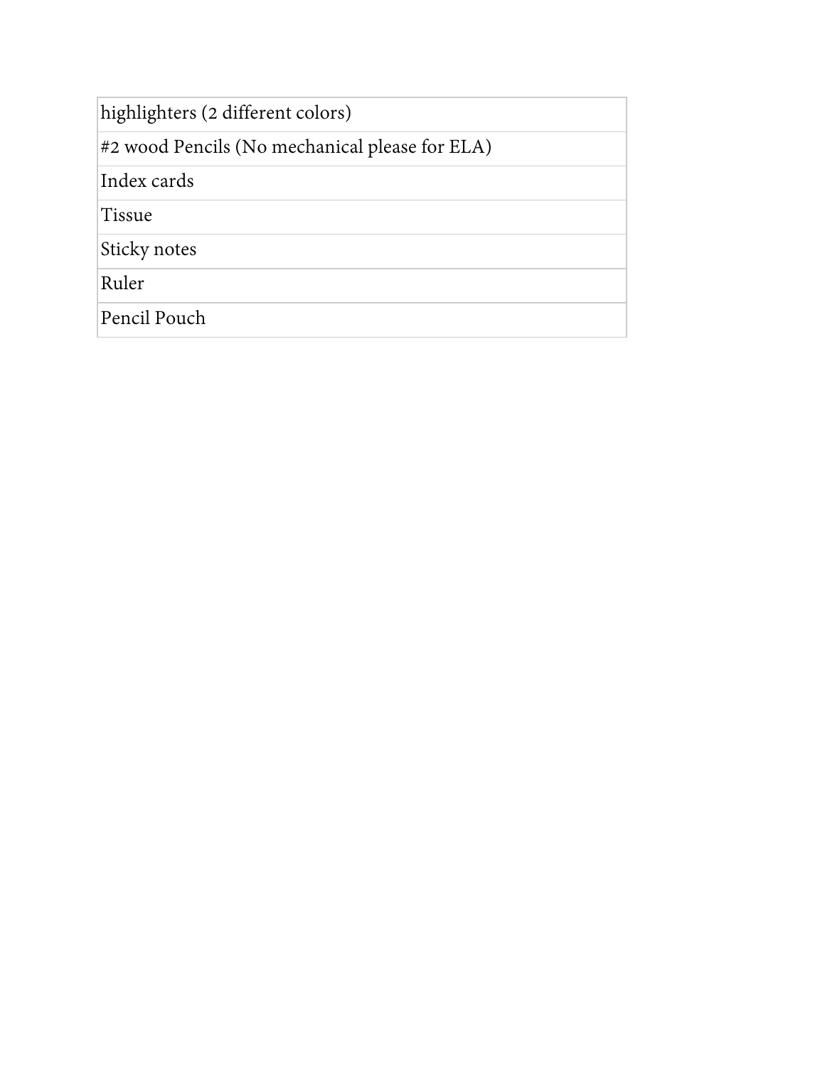| |
| --- |
| highlighters (2 different colors) |
| #2 wood Pencils (No mechanical please for ELA) |
| Index cards |
| Tissue |
| Sticky notes |
| Ruler |
| Pencil Pouch |